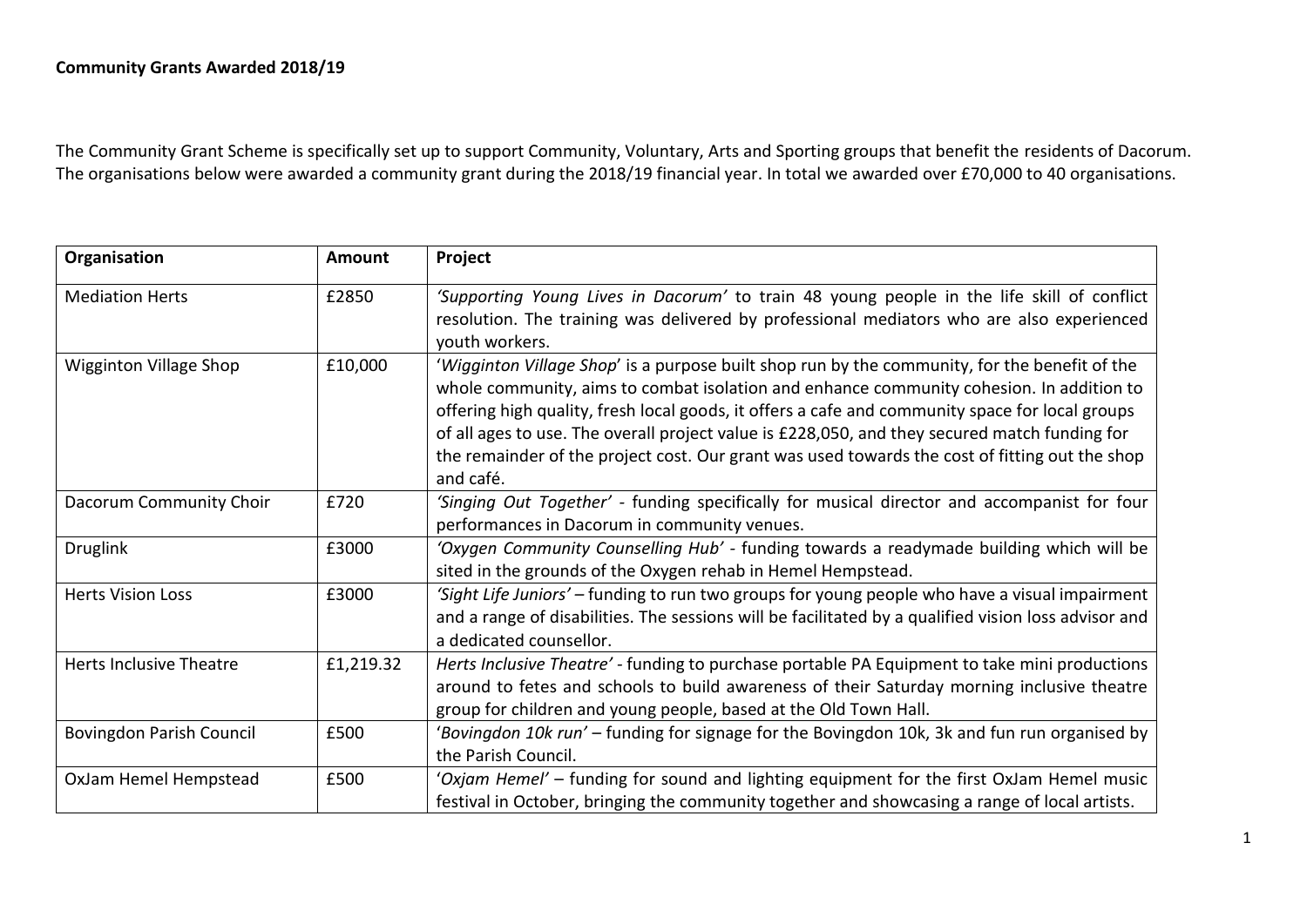**Community Grants Awarded 2018/19**

The Community Grant Scheme is specifically set up to support Community, Voluntary, Arts and Sporting groups that benefit the residents of Dacorum. The organisations below were awarded a community grant during the 2018/19 financial year. In total we awarded over £70,000 to 40 organisations.

| **Organisation** | **Amount** | **Project** |
|---|---|---|
| Mediation Herts | £2850 | *'Supporting Young Lives in Dacorum'* to train 48 young people in the life skill of conflict resolution. The training was delivered by professional mediators who are also experienced youth workers. |
| Wigginton Village Shop | £10,000 | '*Wigginton Village Shop*' is a purpose built shop run by the community, for the benefit of the whole community, aims to combat isolation and enhance community cohesion. In addition to offering high quality, fresh local goods, it offers a cafe and community space for local groups of all ages to use. The overall project value is £228,050, and they secured match funding for the remainder of the project cost. Our grant was used towards the cost of fitting out the shop and café. |
| Dacorum Community Choir | £720 | *'Singing Out Together'* - funding specifically for musical director and accompanist for four performances in Dacorum in community venues. |
| Druglink | £3000 | *'Oxygen Community Counselling Hub'* - funding towards a readymade building which will be sited in the grounds of the Oxygen rehab in Hemel Hempstead. |
| Herts Vision Loss | £3000 | *'Sight Life Juniors'* – funding to run two groups for young people who have a visual impairment and a range of disabilities. The sessions will be facilitated by a qualified vision loss advisor and a dedicated counsellor. |
| Herts Inclusive Theatre | £1,219.32 | *Herts Inclusive Theatre'* - funding to purchase portable PA Equipment to take mini productions around to fetes and schools to build awareness of their Saturday morning inclusive theatre group for children and young people, based at the Old Town Hall. |
| Bovingdon Parish Council | £500 | '*Bovingdon 10k run'* – funding for signage for the Bovingdon 10k, 3k and fun run organised by the Parish Council. |
| OxJam Hemel Hempstead | £500 | '*Oxjam Hemel'* – funding for sound and lighting equipment for the first OxJam Hemel music festival in October, bringing the community together and showcasing a range of local artists. |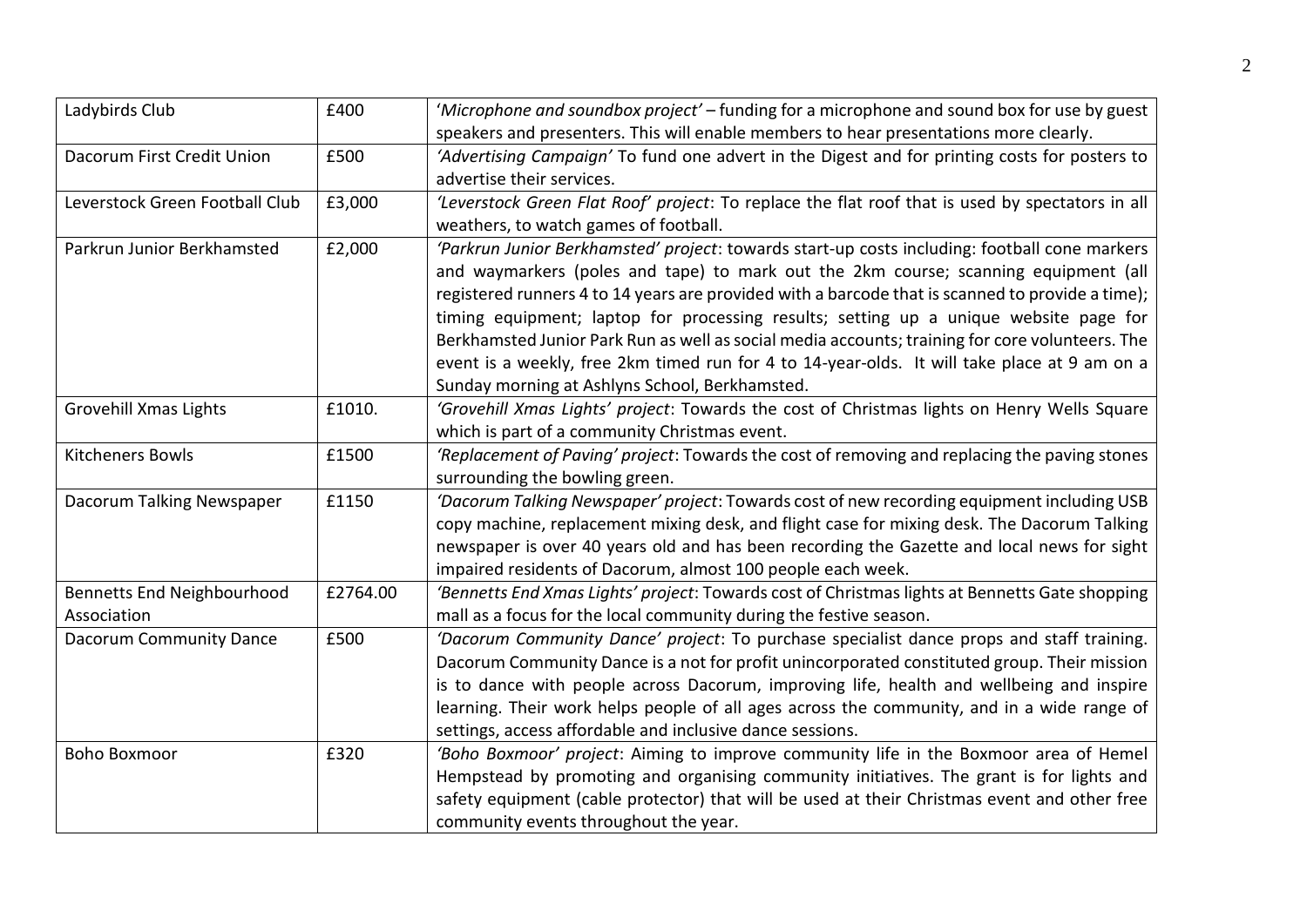| Ladybirds Club | £400 | '*Microphone and soundbox project'* – funding for a microphone and sound box for use by guest speakers and presenters. This will enable members to hear presentations more clearly. |
|---|---|---|
| Dacorum First Credit Union | £500 | *'Advertising Campaign'* To fund one advert in the Digest and for printing costs for posters to advertise their services. |
| Leverstock Green Football Club | £3,000 | *'Leverstock Green Flat Roof' project*: To replace the flat roof that is used by spectators in all weathers, to watch games of football. |
| Parkrun Junior Berkhamsted | £2,000 | *'Parkrun Junior Berkhamsted' project*: towards start-up costs including: football cone markers and waymarkers (poles and tape) to mark out the 2km course; scanning equipment (all registered runners 4 to 14 years are provided with a barcode that is scanned to provide a time); timing equipment; laptop for processing results; setting up a unique website page for Berkhamsted Junior Park Run as well as social media accounts; training for core volunteers. The event is a weekly, free 2km timed run for 4 to 14-year-olds. It will take place at 9 am on a Sunday morning at Ashlyns School, Berkhamsted. |
| Grovehill Xmas Lights | £1010. | *'Grovehill Xmas Lights' project*: Towards the cost of Christmas lights on Henry Wells Square which is part of a community Christmas event. |
| Kitcheners Bowls | £1500 | *'Replacement of Paving' project*: Towards the cost of removing and replacing the paving stones surrounding the bowling green. |
| Dacorum Talking Newspaper | £1150 | *'Dacorum Talking Newspaper' project*: Towards cost of new recording equipment including USB copy machine, replacement mixing desk, and flight case for mixing desk. The Dacorum Talking newspaper is over 40 years old and has been recording the Gazette and local news for sight impaired residents of Dacorum, almost 100 people each week. |
| Bennetts End Neighbourhood Association | £2764.00 | *'Bennetts End Xmas Lights' project*: Towards cost of Christmas lights at Bennetts Gate shopping mall as a focus for the local community during the festive season. |
| Dacorum Community Dance | £500 | *'Dacorum Community Dance' project*: To purchase specialist dance props and staff training. Dacorum Community Dance is a not for profit unincorporated constituted group. Their mission is to dance with people across Dacorum, improving life, health and wellbeing and inspire learning. Their work helps people of all ages across the community, and in a wide range of settings, access affordable and inclusive dance sessions. |
| Boho Boxmoor | £320 | *'Boho Boxmoor' project*: Aiming to improve community life in the Boxmoor area of Hemel Hempstead by promoting and organising community initiatives. The grant is for lights and safety equipment (cable protector) that will be used at their Christmas event and other free community events throughout the year. |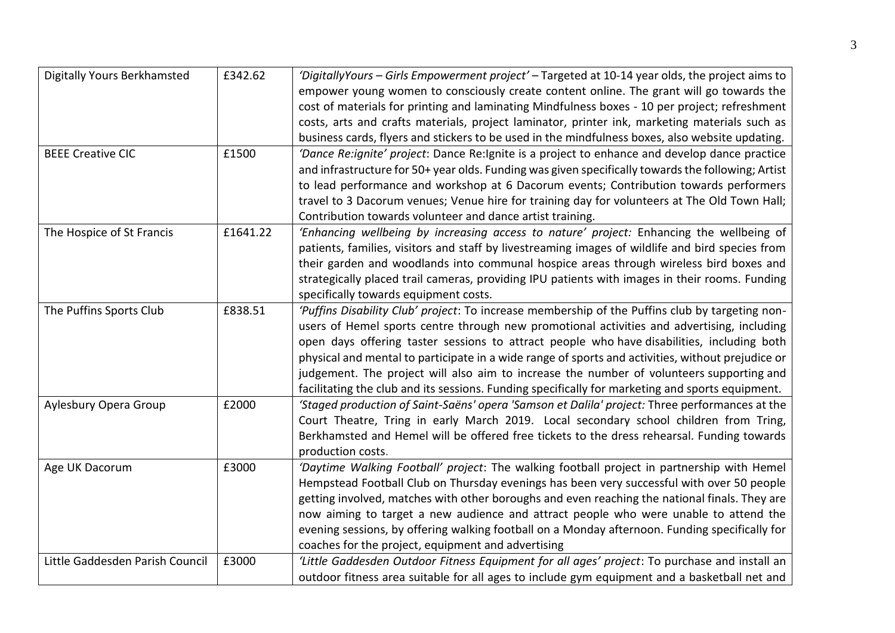| | | |
|---|---|---|
| Digitally Yours Berkhamsted | £342.62 | *'DigitallyYours – Girls Empowerment project'* – Targeted at 10-14 year olds, the project aims to empower young women to consciously create content online. The grant will go towards the cost of materials for printing and laminating Mindfulness boxes - 10 per project; refreshment costs, arts and crafts materials, project laminator, printer ink, marketing materials such as business cards, flyers and stickers to be used in the mindfulness boxes, also website updating. |
| BEEE Creative CIC | £1500 | *'Dance Re:ignite' project*: Dance Re:Ignite is a project to enhance and develop dance practice and infrastructure for 50+ year olds. Funding was given specifically towards the following; Artist to lead performance and workshop at 6 Dacorum events; Contribution towards performers travel to 3 Dacorum venues; Venue hire for training day for volunteers at The Old Town Hall; Contribution towards volunteer and dance artist training. |
| The Hospice of St Francis | £1641.22 | *'Enhancing wellbeing by increasing access to nature' project:* Enhancing the wellbeing of patients, families, visitors and staff by livestreaming images of wildlife and bird species from their garden and woodlands into communal hospice areas through wireless bird boxes and strategically placed trail cameras, providing IPU patients with images in their rooms. Funding specifically towards equipment costs. |
| The Puffins Sports Club | £838.51 | *'Puffins Disability Club' project*: To increase membership of the Puffins club by targeting non-users of Hemel sports centre through new promotional activities and advertising, including open days offering taster sessions to attract people who have disabilities, including both physical and mental to participate in a wide range of sports and activities, without prejudice or judgement. The project will also aim to increase the number of volunteers supporting and facilitating the club and its sessions. Funding specifically for marketing and sports equipment. |
| Aylesbury Opera Group | £2000 | *'Staged production of Saint-Saëns' opera 'Samson et Dalila' project:* Three performances at the Court Theatre, Tring in early March 2019. Local secondary school children from Tring, Berkhamsted and Hemel will be offered free tickets to the dress rehearsal. Funding towards production costs. |
| Age UK Dacorum | £3000 | *'Daytime Walking Football' project*: The walking football project in partnership with Hemel Hempstead Football Club on Thursday evenings has been very successful with over 50 people getting involved, matches with other boroughs and even reaching the national finals. They are now aiming to target a new audience and attract people who were unable to attend the evening sessions, by offering walking football on a Monday afternoon. Funding specifically for coaches for the project, equipment and advertising |
| Little Gaddesden Parish Council | £3000 | *'Little Gaddesden Outdoor Fitness Equipment for all ages' project*: To purchase and install an outdoor fitness area suitable for all ages to include gym equipment and a basketball net and |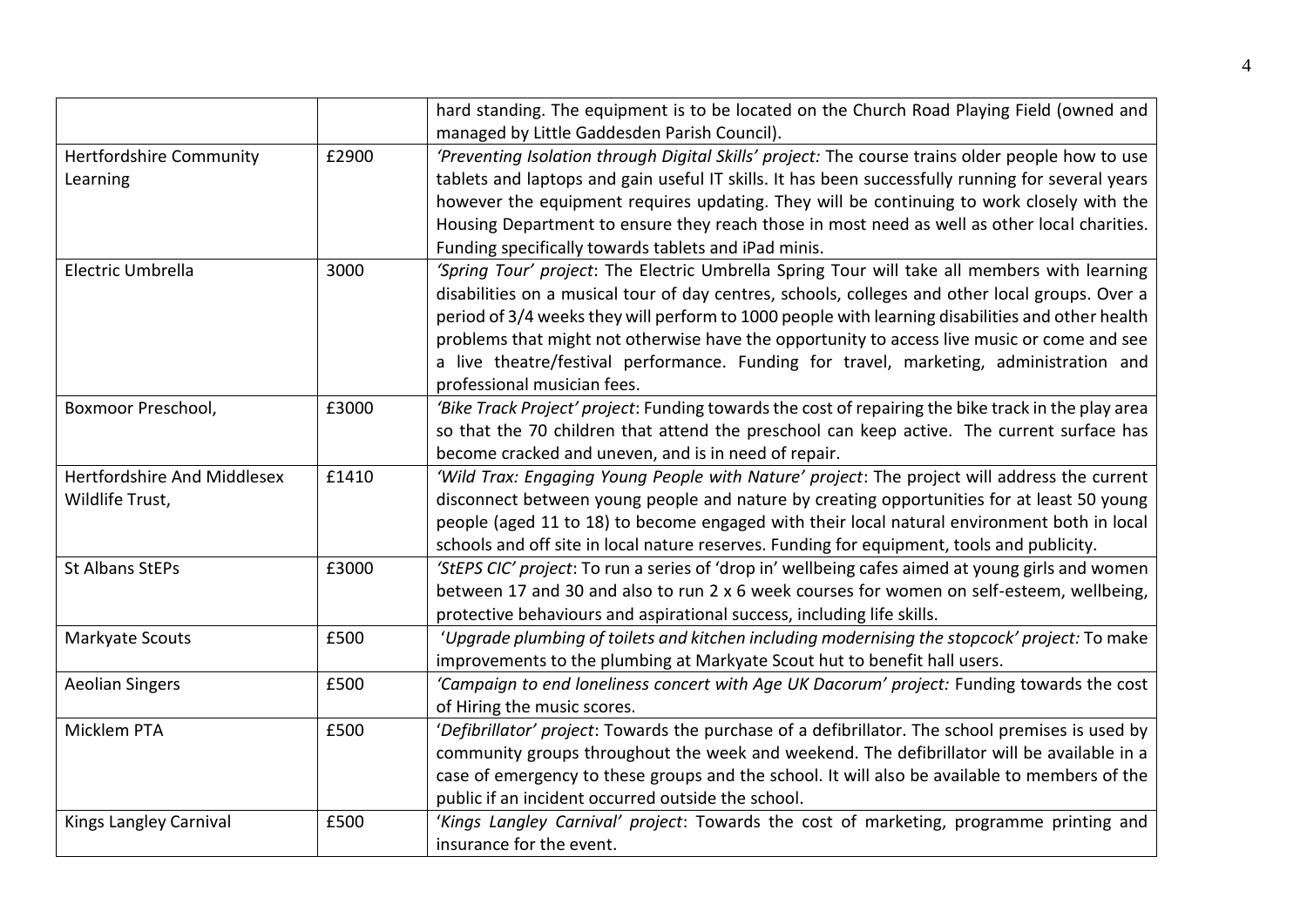| | | |
|---|---|---|
| | | hard standing. The equipment is to be located on the Church Road Playing Field (owned and managed by Little Gaddesden Parish Council). |
| Hertfordshire Community Learning | £2900 | *'Preventing Isolation through Digital Skills' project:* The course trains older people how to use tablets and laptops and gain useful IT skills. It has been successfully running for several years however the equipment requires updating. They will be continuing to work closely with the Housing Department to ensure they reach those in most need as well as other local charities. Funding specifically towards tablets and iPad minis. |
| Electric Umbrella | 3000 | *'Spring Tour' project*: The Electric Umbrella Spring Tour will take all members with learning disabilities on a musical tour of day centres, schools, colleges and other local groups. Over a period of 3/4 weeks they will perform to 1000 people with learning disabilities and other health problems that might not otherwise have the opportunity to access live music or come and see a live theatre/festival performance. Funding for travel, marketing, administration and professional musician fees. |
| Boxmoor Preschool, | £3000 | *'Bike Track Project' project*: Funding towards the cost of repairing the bike track in the play area so that the 70 children that attend the preschool can keep active. The current surface has become cracked and uneven, and is in need of repair. |
| Hertfordshire And Middlesex Wildlife Trust, | £1410 | *'Wild Trax: Engaging Young People with Nature' project*: The project will address the current disconnect between young people and nature by creating opportunities for at least 50 young people (aged 11 to 18) to become engaged with their local natural environment both in local schools and off site in local nature reserves. Funding for equipment, tools and publicity. |
| St Albans StEPs | £3000 | *'StEPS CIC' project*: To run a series of 'drop in' wellbeing cafes aimed at young girls and women between 17 and 30 and also to run 2 x 6 week courses for women on self-esteem, wellbeing, protective behaviours and aspirational success, including life skills. |
| Markyate Scouts | £500 | *'Upgrade plumbing of toilets and kitchen including modernising the stopcock' project:* To make improvements to the plumbing at Markyate Scout hut to benefit hall users. |
| Aeolian Singers | £500 | *'Campaign to end loneliness concert with Age UK Dacorum' project:* Funding towards the cost of Hiring the music scores. |
| Micklem PTA | £500 | '*Defibrillator' project*: Towards the purchase of a defibrillator. The school premises is used by community groups throughout the week and weekend. The defibrillator will be available in a case of emergency to these groups and the school. It will also be available to members of the public if an incident occurred outside the school. |
| Kings Langley Carnival | £500 | '*Kings Langley Carnival' project*: Towards the cost of marketing, programme printing and insurance for the event. |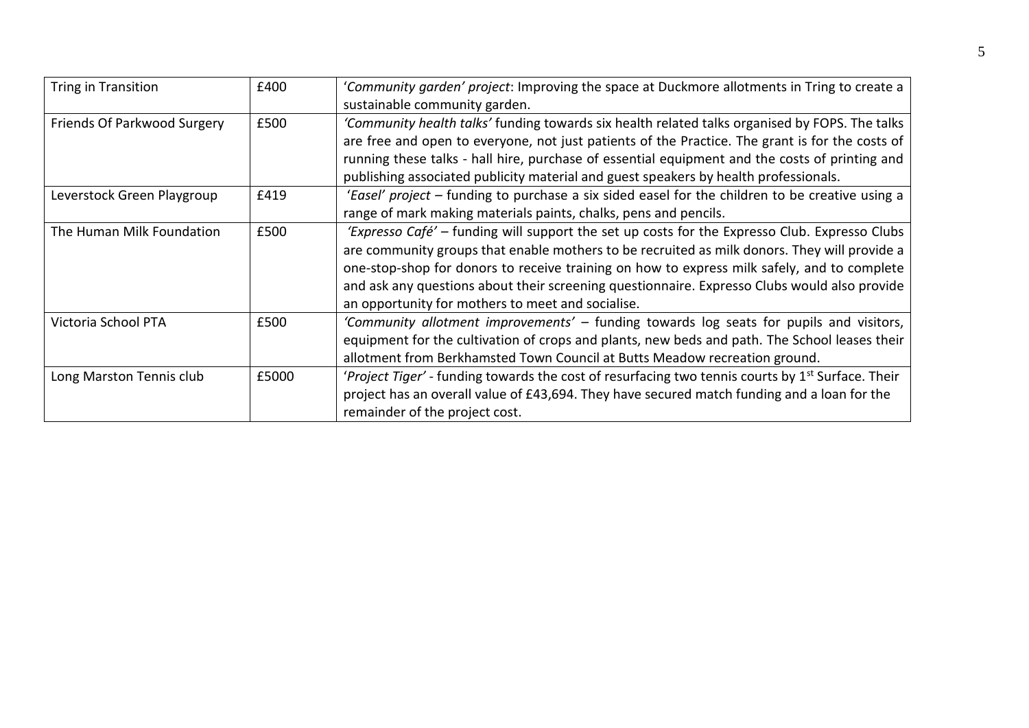| | | |
|---|---|---|
| Tring in Transition | £400 | '*Community garden' project*: Improving the space at Duckmore allotments in Tring to create a sustainable community garden. |
| Friends Of Parkwood Surgery | £500 | *'Community health talks'* funding towards six health related talks organised by FOPS. The talks are free and open to everyone, not just patients of the Practice. The grant is for the costs of running these talks - hall hire, purchase of essential equipment and the costs of printing and publishing associated publicity material and guest speakers by health professionals. |
| Leverstock Green Playgroup | £419 | '*Easel' project* – funding to purchase a six sided easel for the children to be creative using a range of mark making materials paints, chalks, pens and pencils. |
| The Human Milk Foundation | £500 | *'Expresso Café'* – funding will support the set up costs for the Expresso Club. Expresso Clubs are community groups that enable mothers to be recruited as milk donors. They will provide a one-stop-shop for donors to receive training on how to express milk safely, and to complete and ask any questions about their screening questionnaire. Expresso Clubs would also provide an opportunity for mothers to meet and socialise. |
| Victoria School PTA | £500 | *'Community allotment improvements'* – funding towards log seats for pupils and visitors, equipment for the cultivation of crops and plants, new beds and path. The School leases their allotment from Berkhamsted Town Council at Butts Meadow recreation ground. |
| Long Marston Tennis club | £5000 | '*Project Tiger'* - funding towards the cost of resurfacing two tennis courts by 1st Surface. Their project has an overall value of £43,694. They have secured match funding and a loan for the remainder of the project cost. |